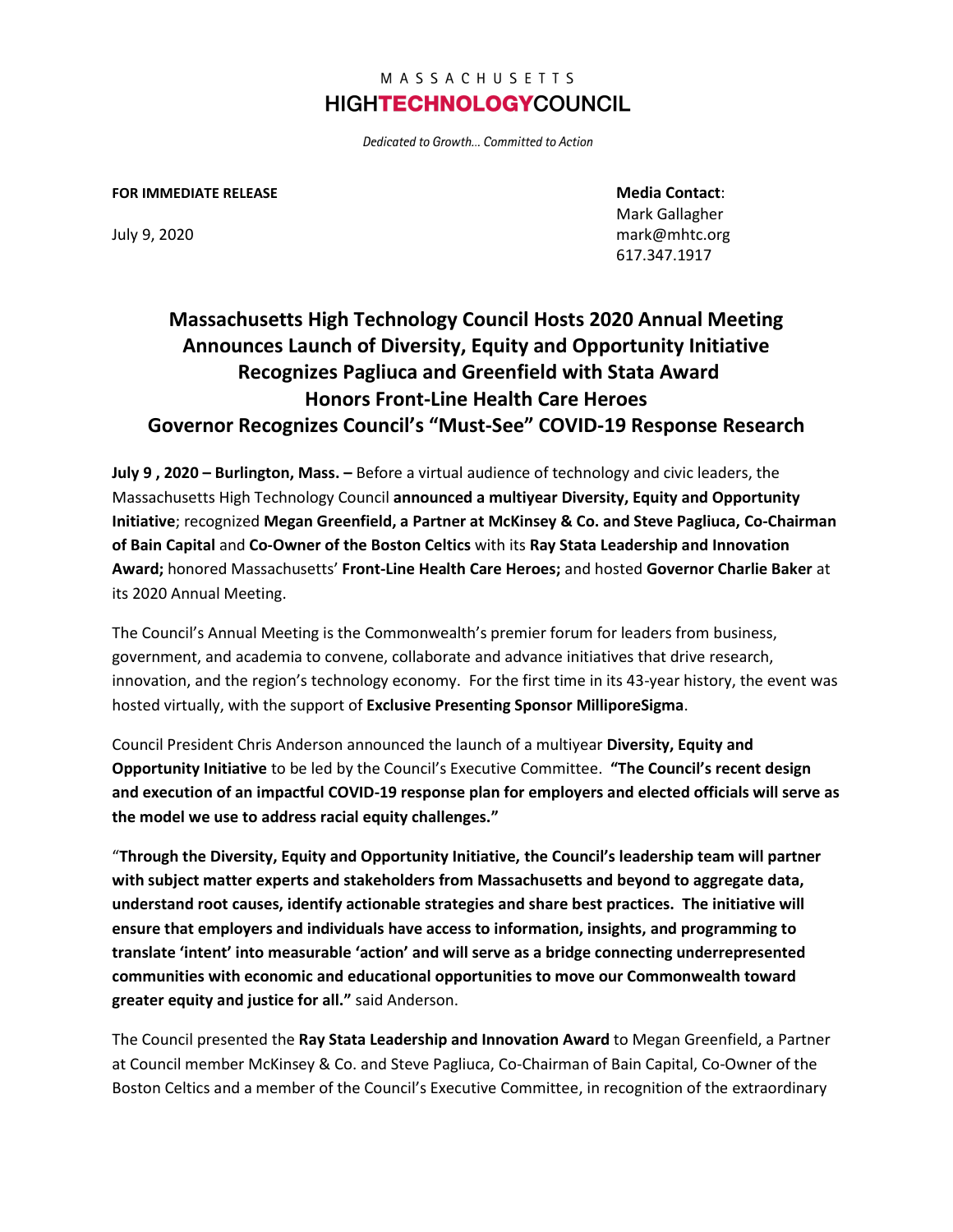MASSACHUSETTS
**HIGHTECHNOLOGYCOUNCIL**

*Dedicated to Growth… Committed to Action*

**FOR IMMEDIATE RELEASE**

July 9, 2020

**Media Contact**:
Mark Gallagher
mark@mhtc.org
617.347.1917

# Massachusetts High Technology Council Hosts 2020 Annual Meeting
# Announces Launch of Diversity, Equity and Opportunity Initiative
# Recognizes Pagliuca and Greenfield with Stata Award
# Honors Front-Line Health Care Heroes
# Governor Recognizes Council's "Must-See" COVID-19 Response Research

**July 9 , 2020 – Burlington, Mass. –** Before a virtual audience of technology and civic leaders, the Massachusetts High Technology Council **announced a multiyear Diversity, Equity and Opportunity Initiative**; recognized **Megan Greenfield, a Partner at McKinsey & Co. and Steve Pagliuca, Co-Chairman of Bain Capital** and **Co-Owner of the Boston Celtics** with its **Ray Stata Leadership and Innovation Award;** honored Massachusetts' **Front-Line Health Care Heroes;** and hosted **Governor Charlie Baker** at its 2020 Annual Meeting.

The Council's Annual Meeting is the Commonwealth's premier forum for leaders from business, government, and academia to convene, collaborate and advance initiatives that drive research, innovation, and the region's technology economy. For the first time in its 43-year history, the event was hosted virtually, with the support of **Exclusive Presenting Sponsor MilliporeSigma**.

Council President Chris Anderson announced the launch of a multiyear **Diversity, Equity and Opportunity Initiative** to be led by the Council's Executive Committee. **"The Council's recent design and execution of an impactful COVID-19 response plan for employers and elected officials will serve as the model we use to address racial equity challenges."**

"**Through the Diversity, Equity and Opportunity Initiative, the Council's leadership team will partner with subject matter experts and stakeholders from Massachusetts and beyond to aggregate data, understand root causes, identify actionable strategies and share best practices. The initiative will ensure that employers and individuals have access to information, insights, and programming to translate 'intent' into measurable 'action' and will serve as a bridge connecting underrepresented communities with economic and educational opportunities to move our Commonwealth toward greater equity and justice for all."** said Anderson.

The Council presented the **Ray Stata Leadership and Innovation Award** to Megan Greenfield, a Partner at Council member McKinsey & Co. and Steve Pagliuca, Co-Chairman of Bain Capital, Co-Owner of the Boston Celtics and a member of the Council's Executive Committee, in recognition of the extraordinary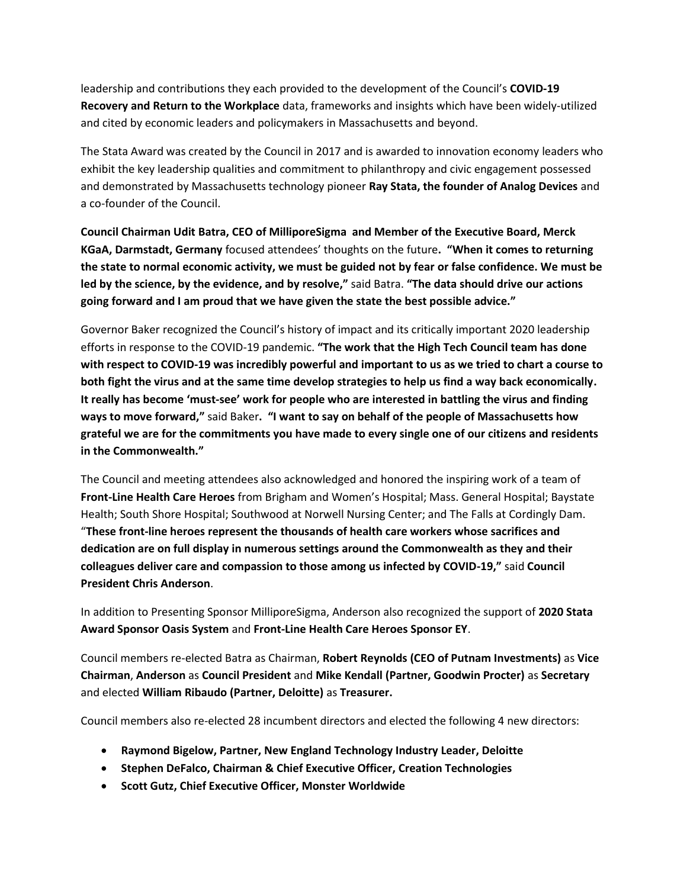leadership and contributions they each provided to the development of the Council's **COVID-19 Recovery and Return to the Workplace** data, frameworks and insights which have been widely-utilized and cited by economic leaders and policymakers in Massachusetts and beyond.

The Stata Award was created by the Council in 2017 and is awarded to innovation economy leaders who exhibit the key leadership qualities and commitment to philanthropy and civic engagement possessed and demonstrated by Massachusetts technology pioneer **Ray Stata, the founder of Analog Devices** and a co-founder of the Council.

**Council Chairman Udit Batra, CEO of MilliporeSigma and Member of the Executive Board, Merck KGaA, Darmstadt, Germany** focused attendees' thoughts on the future**. "When it comes to returning the state to normal economic activity, we must be guided not by fear or false confidence. We must be led by the science, by the evidence, and by resolve,"** said Batra. **"The data should drive our actions going forward and I am proud that we have given the state the best possible advice."**

Governor Baker recognized the Council's history of impact and its critically important 2020 leadership efforts in response to the COVID-19 pandemic. **"The work that the High Tech Council team has done with respect to COVID-19 was incredibly powerful and important to us as we tried to chart a course to both fight the virus and at the same time develop strategies to help us find a way back economically. It really has become 'must-see' work for people who are interested in battling the virus and finding ways to move forward,"** said Baker**. "I want to say on behalf of the people of Massachusetts how grateful we are for the commitments you have made to every single one of our citizens and residents in the Commonwealth."**

The Council and meeting attendees also acknowledged and honored the inspiring work of a team of **Front-Line Health Care Heroes** from Brigham and Women's Hospital; Mass. General Hospital; Baystate Health; South Shore Hospital; Southwood at Norwell Nursing Center; and The Falls at Cordingly Dam. "**These front-line heroes represent the thousands of health care workers whose sacrifices and dedication are on full display in numerous settings around the Commonwealth as they and their colleagues deliver care and compassion to those among us infected by COVID-19,"** said **Council President Chris Anderson**.

In addition to Presenting Sponsor MilliporeSigma, Anderson also recognized the support of **2020 Stata Award Sponsor Oasis System** and **Front-Line Health Care Heroes Sponsor EY**.

Council members re-elected Batra as Chairman, **Robert Reynolds (CEO of Putnam Investments)** as **Vice Chairman**, **Anderson** as **Council President** and **Mike Kendall (Partner, Goodwin Procter)** as **Secretary** and elected **William Ribaudo (Partner, Deloitte)** as **Treasurer.**

Council members also re-elected 28 incumbent directors and elected the following 4 new directors:

- **Raymond Bigelow, Partner, New England Technology Industry Leader, Deloitte**
- **Stephen DeFalco, Chairman & Chief Executive Officer, Creation Technologies**
- **Scott Gutz, Chief Executive Officer, Monster Worldwide**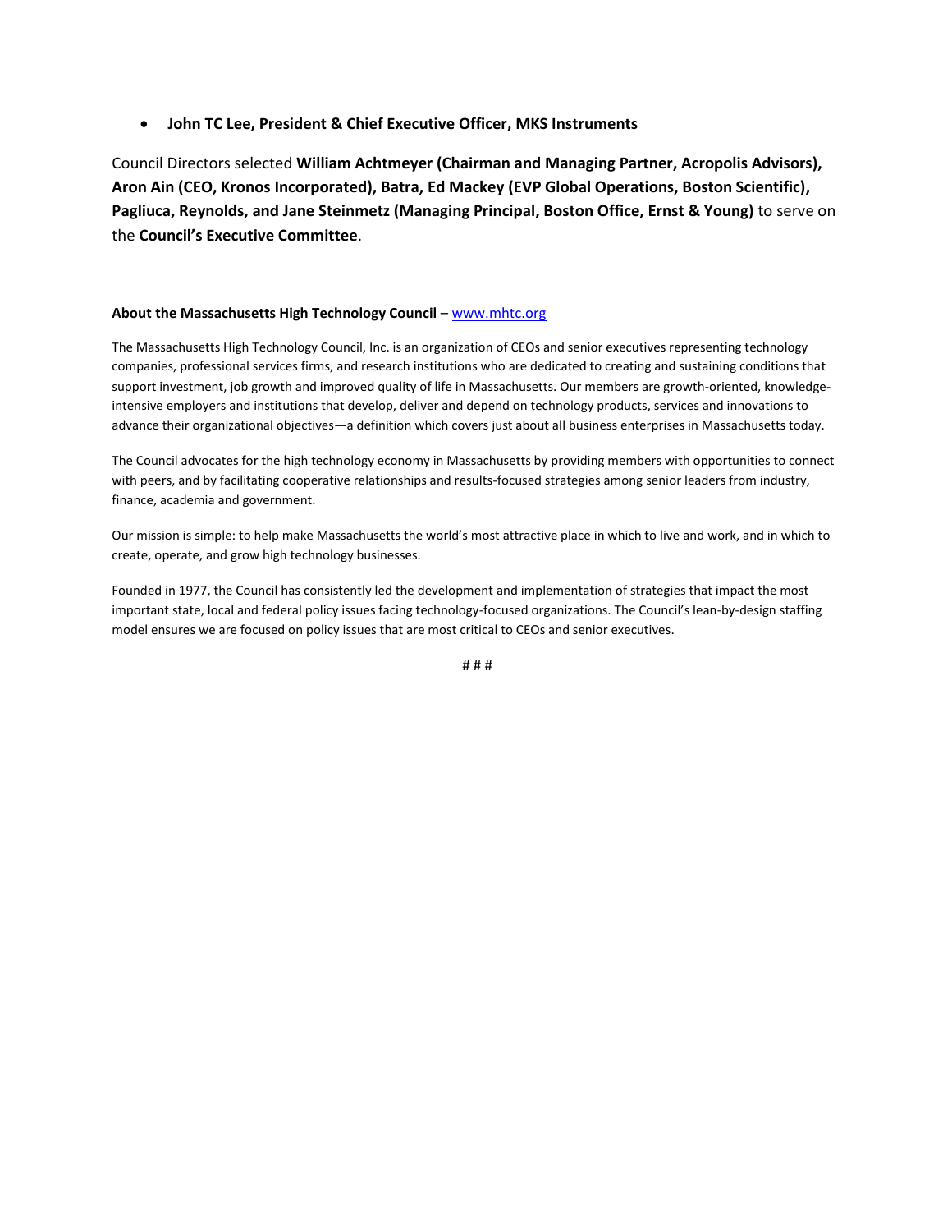- **John TC Lee, President & Chief Executive Officer, MKS Instruments**

Council Directors selected **William Achtmeyer (Chairman and Managing Partner, Acropolis Advisors), Aron Ain (CEO, Kronos Incorporated), Batra, Ed Mackey (EVP Global Operations, Boston Scientific), Pagliuca, Reynolds, and Jane Steinmetz (Managing Principal, Boston Office, Ernst & Young)** to serve on the **Council's Executive Committee**.

**About the Massachusetts High Technology Council** – www.mhtc.org

The Massachusetts High Technology Council, Inc. is an organization of CEOs and senior executives representing technology companies, professional services firms, and research institutions who are dedicated to creating and sustaining conditions that support investment, job growth and improved quality of life in Massachusetts. Our members are growth-oriented, knowledge-intensive employers and institutions that develop, deliver and depend on technology products, services and innovations to advance their organizational objectives—a definition which covers just about all business enterprises in Massachusetts today.

The Council advocates for the high technology economy in Massachusetts by providing members with opportunities to connect with peers, and by facilitating cooperative relationships and results-focused strategies among senior leaders from industry, finance, academia and government.

Our mission is simple: to help make Massachusetts the world's most attractive place in which to live and work, and in which to create, operate, and grow high technology businesses.

Founded in 1977, the Council has consistently led the development and implementation of strategies that impact the most important state, local and federal policy issues facing technology-focused organizations. The Council's lean-by-design staffing model ensures we are focused on policy issues that are most critical to CEOs and senior executives.

# # #